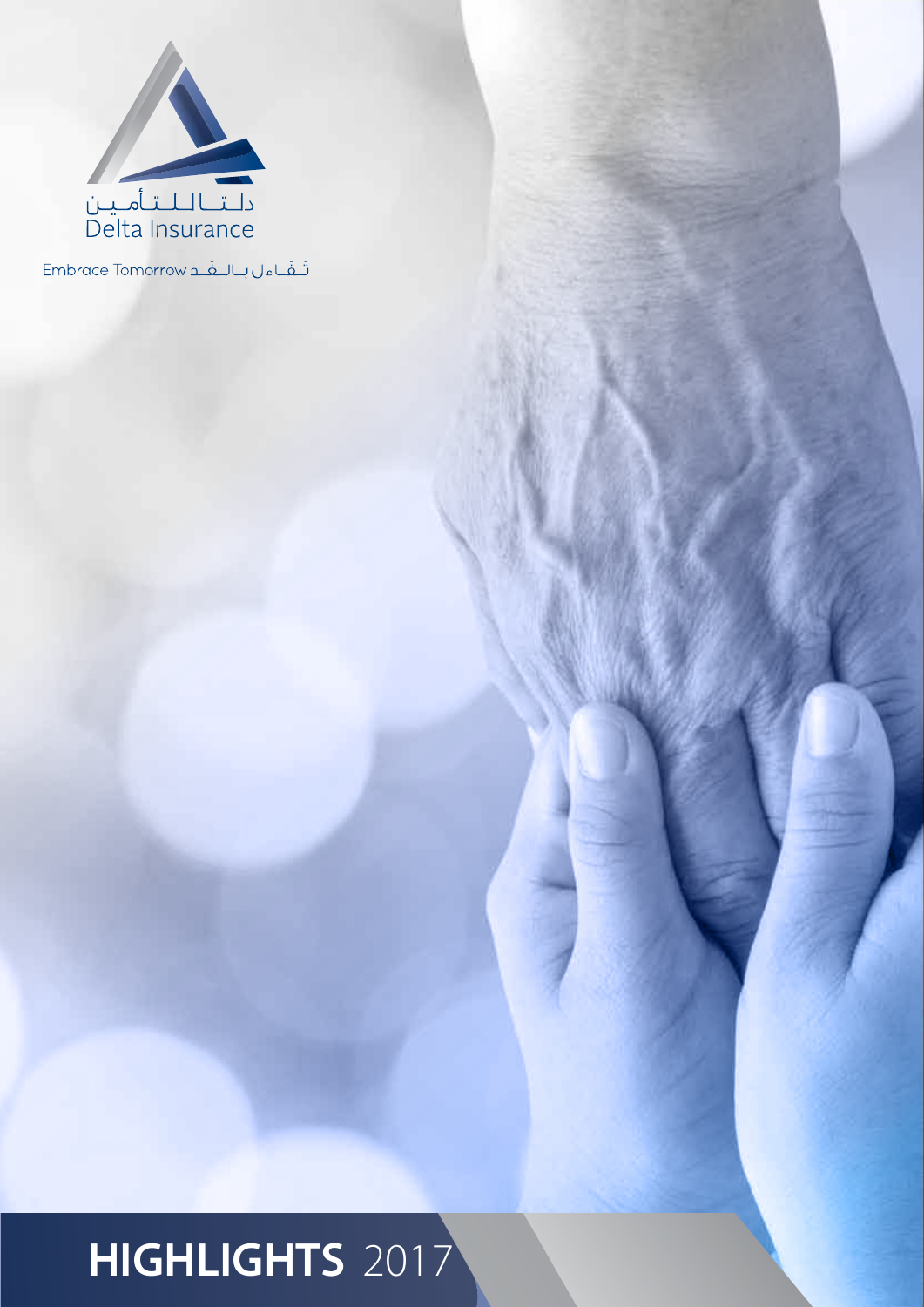دلتا للتأمين
Delta Insurance

Embrace Tomorrow تفاءل بالغد

# HIGHLIGHTS 2017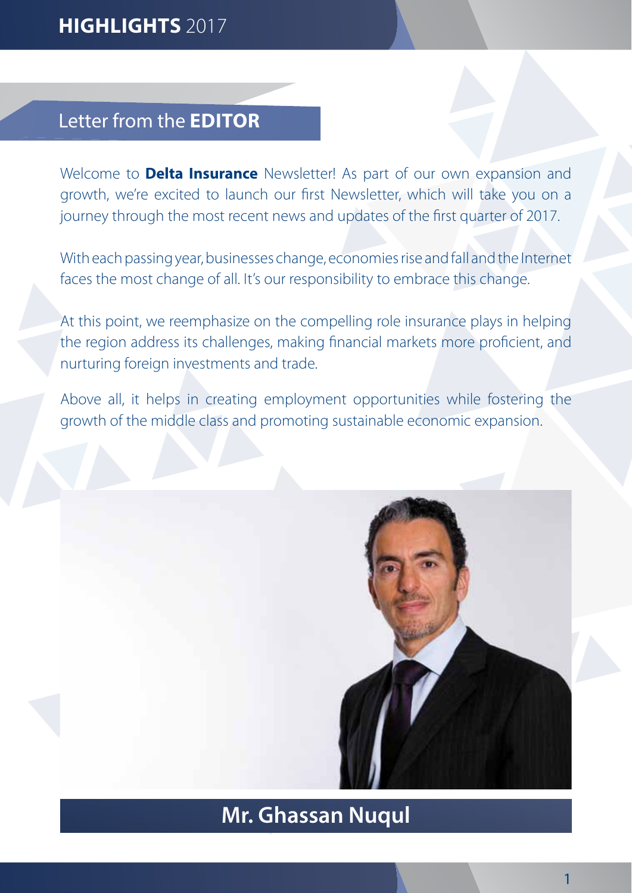## Letter from the **EDITOR**

Welcome to **Delta Insurance** Newsletter! As part of our own expansion and growth, we're excited to launch our first Newsletter, which will take you on a journey through the most recent news and updates of the first quarter of 2017.

With each passing year, businesses change, economies rise and fall and the Internet faces the most change of all. It's our responsibility to embrace this change.

At this point, we reemphasize on the compelling role insurance plays in helping the region address its challenges, making financial markets more proficient, and nurturing foreign investments and trade.

Above all, it helps in creating employment opportunities while fostering the growth of the middle class and promoting sustainable economic expansion.

**Mr. Ghassan Nuqul**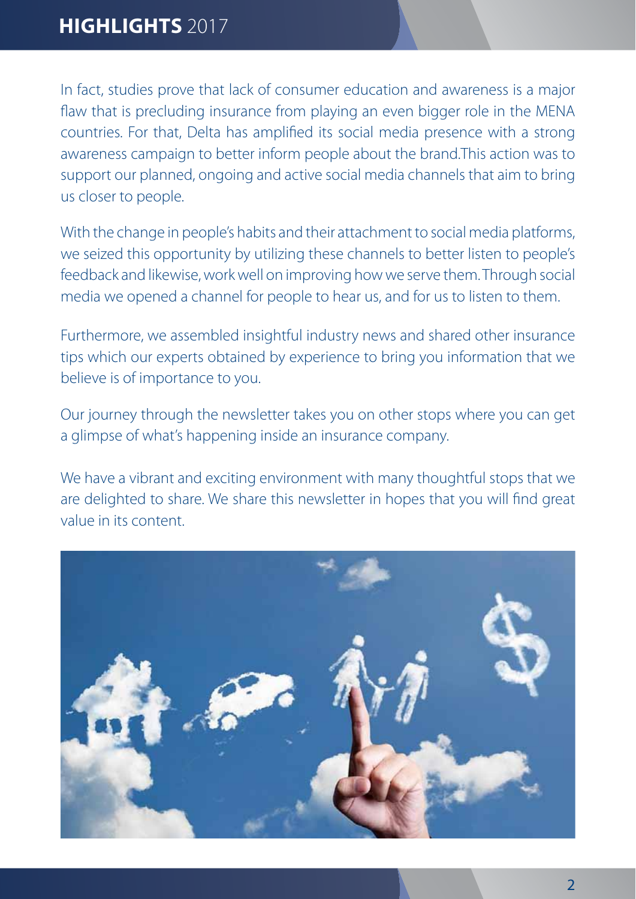In fact, studies prove that lack of consumer education and awareness is a major flaw that is precluding insurance from playing an even bigger role in the MENA countries. For that, Delta has amplified its social media presence with a strong awareness campaign to better inform people about the brand.This action was to support our planned, ongoing and active social media channels that aim to bring us closer to people.

With the change in people's habits and their attachment to social media platforms, we seized this opportunity by utilizing these channels to better listen to people's feedback and likewise, work well on improving how we serve them. Through social media we opened a channel for people to hear us, and for us to listen to them.

Furthermore, we assembled insightful industry news and shared other insurance tips which our experts obtained by experience to bring you information that we believe is of importance to you.

Our journey through the newsletter takes you on other stops where you can get a glimpse of what's happening inside an insurance company.

We have a vibrant and exciting environment with many thoughtful stops that we are delighted to share. We share this newsletter in hopes that you will find great value in its content.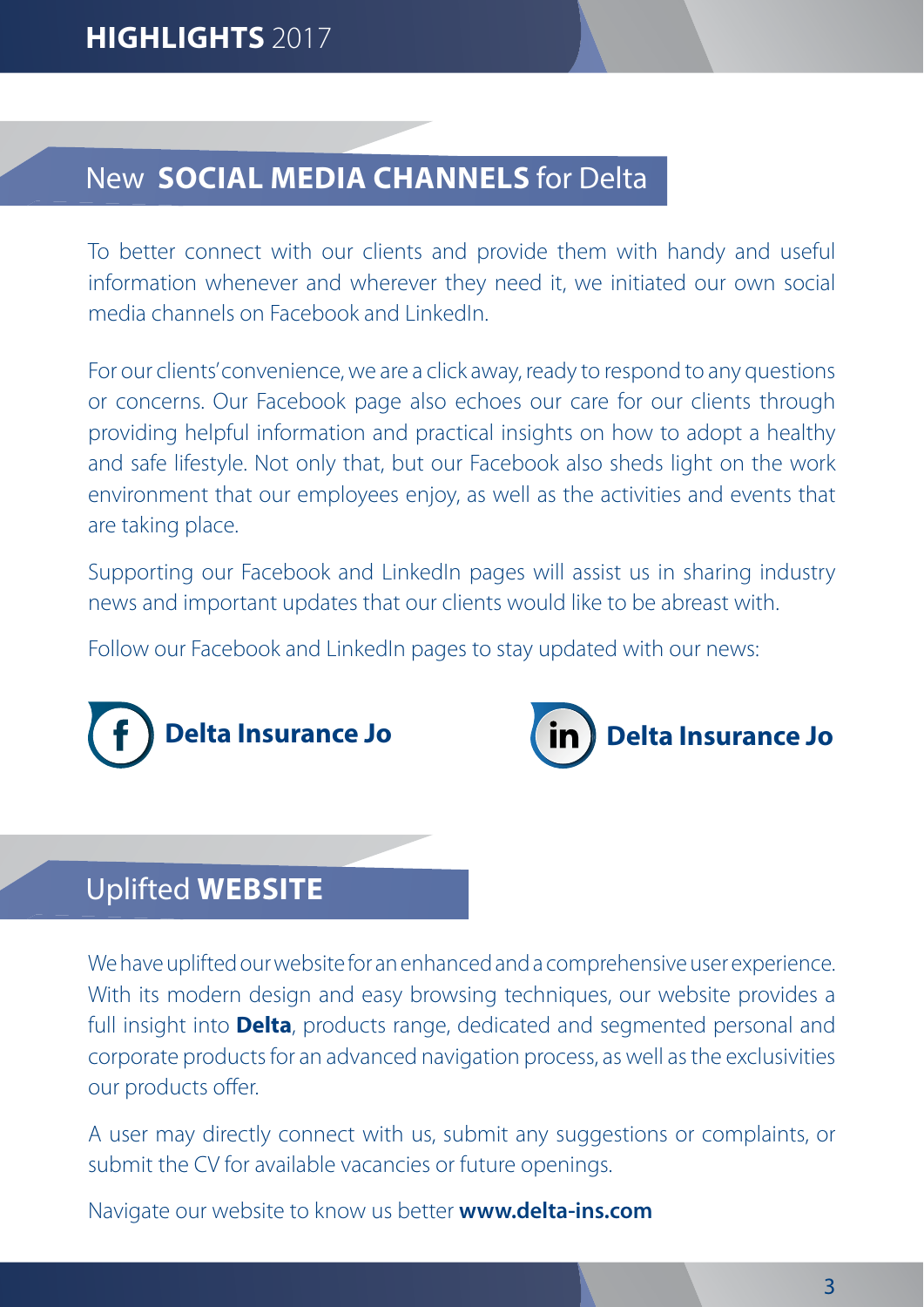## New **SOCIAL MEDIA CHANNELS** for Delta

To better connect with our clients and provide them with handy and useful information whenever and wherever they need it, we initiated our own social media channels on Facebook and LinkedIn.

For our clients' convenience, we are a click away, ready to respond to any questions or concerns. Our Facebook page also echoes our care for our clients through providing helpful information and practical insights on how to adopt a healthy and safe lifestyle. Not only that, but our Facebook also sheds light on the work environment that our employees enjoy, as well as the activities and events that are taking place.

Supporting our Facebook and LinkedIn pages will assist us in sharing industry news and important updates that our clients would like to be abreast with.

Follow our Facebook and LinkedIn pages to stay updated with our news:

**Delta Insurance Jo** (Facebook)

**Delta Insurance Jo** (LinkedIn)

## Uplifted **WEBSITE**

We have uplifted our website for an enhanced and a comprehensive user experience. With its modern design and easy browsing techniques, our website provides a full insight into **Delta**, products range, dedicated and segmented personal and corporate products for an advanced navigation process, as well as the exclusivities our products offer.

A user may directly connect with us, submit any suggestions or complaints, or submit the CV for available vacancies or future openings.

Navigate our website to know us better **www.delta-ins.com**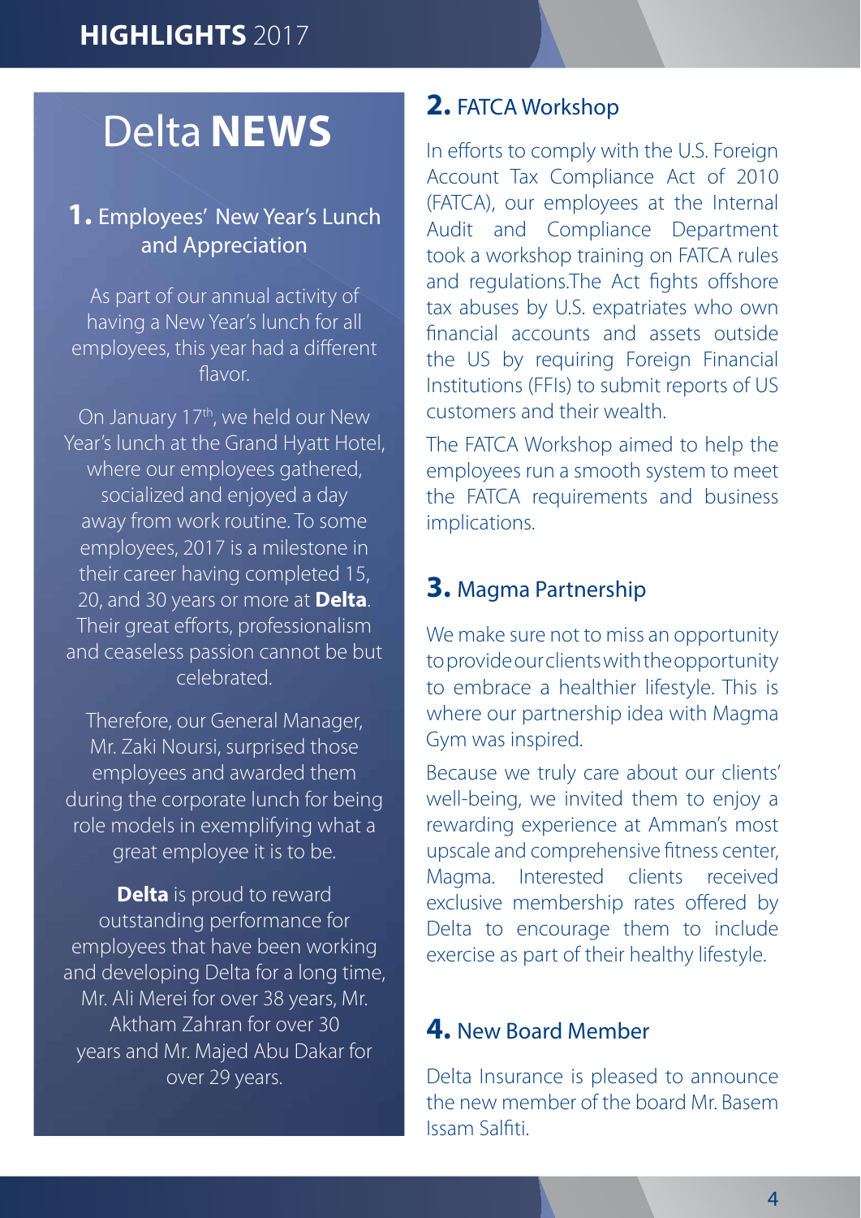# HIGHLIGHTS 2017

## Delta **NEWS**

### 1. Employees' New Year's Lunch and Appreciation

As part of our annual activity of having a New Year's lunch for all employees, this year had a different flavor.

On January 17th, we held our New Year's lunch at the Grand Hyatt Hotel, where our employees gathered, socialized and enjoyed a day away from work routine. To some employees, 2017 is a milestone in their career having completed 15, 20, and 30 years or more at **Delta**. Their great efforts, professionalism and ceaseless passion cannot be but celebrated.

Therefore, our General Manager, Mr. Zaki Noursi, surprised those employees and awarded them during the corporate lunch for being role models in exemplifying what a great employee it is to be.

**Delta** is proud to reward outstanding performance for employees that have been working and developing Delta for a long time, Mr. Ali Merei for over 38 years, Mr. Aktham Zahran for over 30 years and Mr. Majed Abu Dakar for over 29 years.

### 2. FATCA Workshop

In efforts to comply with the U.S. Foreign Account Tax Compliance Act of 2010 (FATCA), our employees at the Internal Audit and Compliance Department took a workshop training on FATCA rules and regulations.The Act fights offshore tax abuses by U.S. expatriates who own financial accounts and assets outside the US by requiring Foreign Financial Institutions (FFIs) to submit reports of US customers and their wealth.

The FATCA Workshop aimed to help the employees run a smooth system to meet the FATCA requirements and business implications.

### 3. Magma Partnership

We make sure not to miss an opportunity to provide our clients with the opportunity to embrace a healthier lifestyle. This is where our partnership idea with Magma Gym was inspired.

Because we truly care about our clients' well-being, we invited them to enjoy a rewarding experience at Amman's most upscale and comprehensive fitness center, Magma. Interested clients received exclusive membership rates offered by Delta to encourage them to include exercise as part of their healthy lifestyle.

### 4. New Board Member

Delta Insurance is pleased to announce the new member of the board Mr. Basem Issam Salfiti.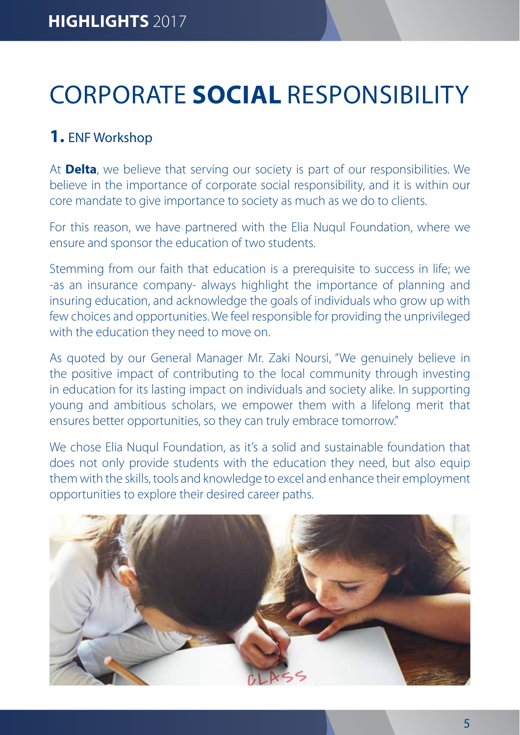# CORPORATE **SOCIAL** RESPONSIBILITY

## **1.** ENF Workshop

At **Delta**, we believe that serving our society is part of our responsibilities. We believe in the importance of corporate social responsibility, and it is within our core mandate to give importance to society as much as we do to clients.

For this reason, we have partnered with the Elia Nuqul Foundation, where we ensure and sponsor the education of two students.

Stemming from our faith that education is a prerequisite to success in life; we -as an insurance company- always highlight the importance of planning and insuring education, and acknowledge the goals of individuals who grow up with few choices and opportunities. We feel responsible for providing the unprivileged with the education they need to move on.

As quoted by our General Manager Mr. Zaki Noursi, "We genuinely believe in the positive impact of contributing to the local community through investing in education for its lasting impact on individuals and society alike. In supporting young and ambitious scholars, we empower them with a lifelong merit that ensures better opportunities, so they can truly embrace tomorrow."

We chose Elia Nuqul Foundation, as it's a solid and sustainable foundation that does not only provide students with the education they need, but also equip them with the skills, tools and knowledge to excel and enhance their employment opportunities to explore their desired career paths.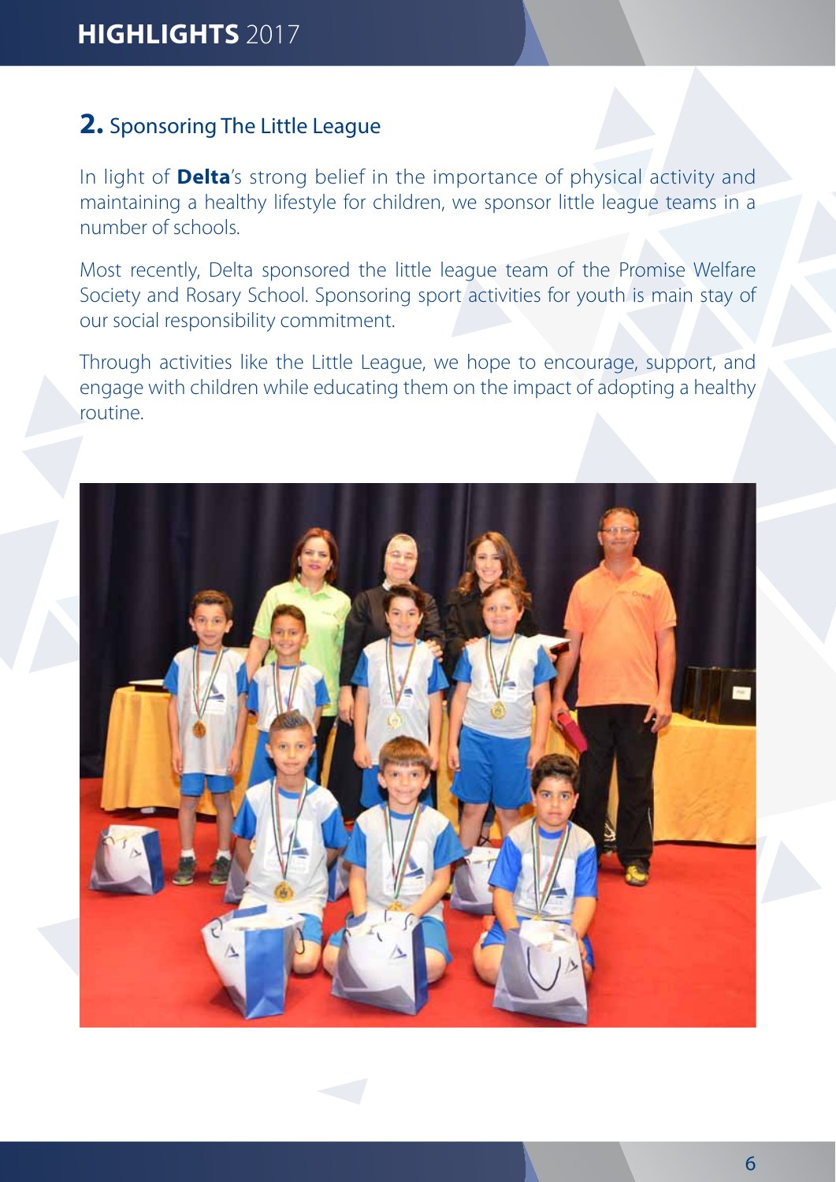## 2. Sponsoring The Little League

In light of **Delta**'s strong belief in the importance of physical activity and maintaining a healthy lifestyle for children, we sponsor little league teams in a number of schools.

Most recently, Delta sponsored the little league team of the Promise Welfare Society and Rosary School. Sponsoring sport activities for youth is main stay of our social responsibility commitment.

Through activities like the Little League, we hope to encourage, support, and engage with children while educating them on the impact of adopting a healthy routine.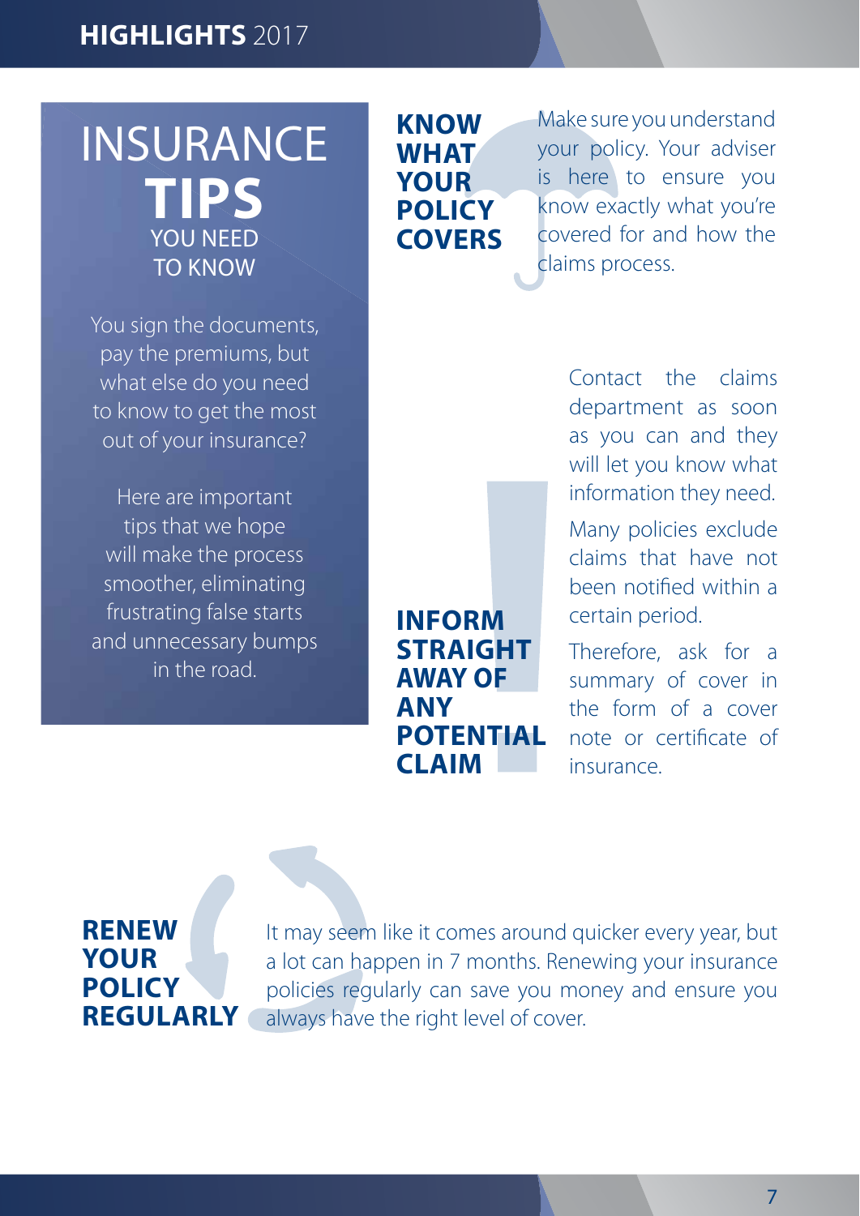# INSURANCE TIPS YOU NEED TO KNOW

You sign the documents, pay the premiums, but what else do you need to know to get the most out of your insurance?

Here are important tips that we hope will make the process smoother, eliminating frustrating false starts and unnecessary bumps in the road.

## KNOW WHAT YOUR POLICY COVERS

Make sure you understand your policy. Your adviser is here to ensure you know exactly what you're covered for and how the claims process.

## INFORM STRAIGHT AWAY OF ANY POTENTIAL CLAIM

Contact the claims department as soon as you can and they will let you know what information they need.

Many policies exclude claims that have not been notified within a certain period.

Therefore, ask for a summary of cover in the form of a cover note or certificate of insurance.

## RENEW YOUR POLICY REGULARLY

It may seem like it comes around quicker every year, but a lot can happen in 7 months. Renewing your insurance policies regularly can save you money and ensure you always have the right level of cover.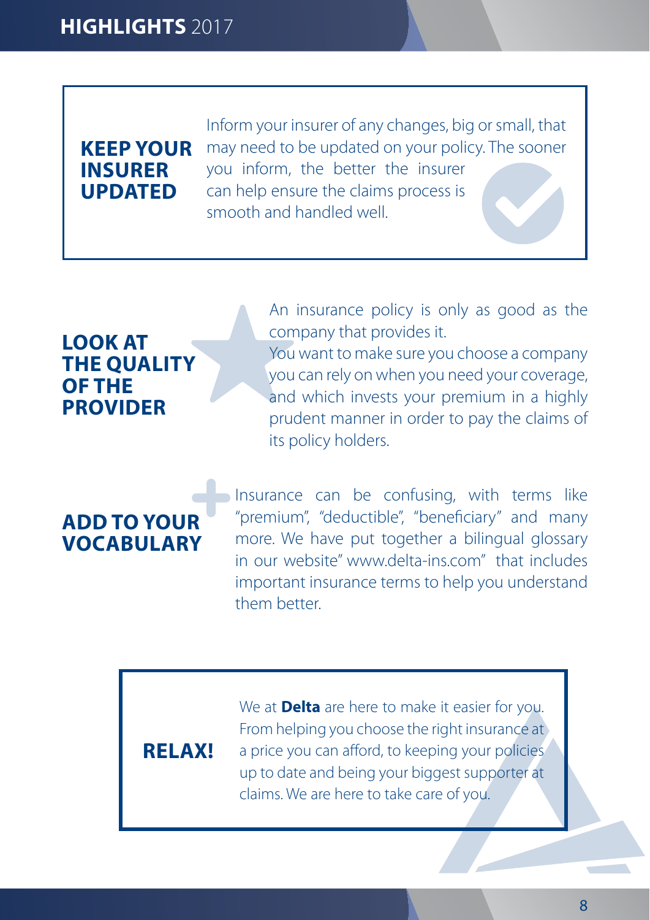## KEEP YOUR INSURER UPDATED

Inform your insurer of any changes, big or small, that may need to be updated on your policy. The sooner you inform, the better the insurer can help ensure the claims process is smooth and handled well.

## LOOK AT THE QUALITY OF THE PROVIDER

An insurance policy is only as good as the company that provides it.
You want to make sure you choose a company you can rely on when you need your coverage, and which invests your premium in a highly prudent manner in order to pay the claims of its policy holders.

## ADD TO YOUR VOCABULARY

Insurance can be confusing, with terms like "premium", "deductible", "beneficiary" and many more. We have put together a bilingual glossary in our website" www.delta-ins.com" that includes important insurance terms to help you understand them better.

## RELAX!

We at **Delta** are here to make it easier for you. From helping you choose the right insurance at a price you can afford, to keeping your policies up to date and being your biggest supporter at claims. We are here to take care of you.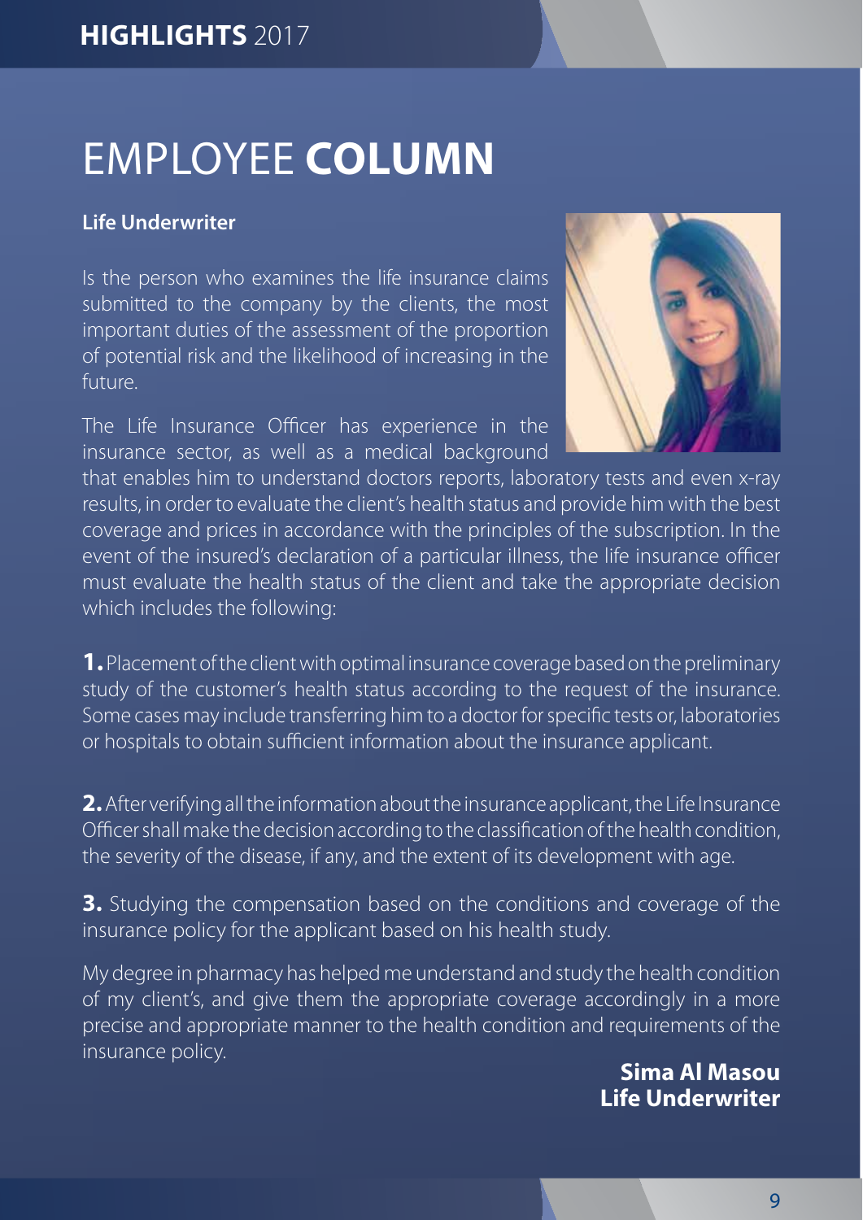# EMPLOYEE **COLUMN**

**Life Underwriter**

Is the person who examines the life insurance claims submitted to the company by the clients, the most important duties of the assessment of the proportion of potential risk and the likelihood of increasing in the future.

The Life Insurance Officer has experience in the insurance sector, as well as a medical background that enables him to understand doctors reports, laboratory tests and even x-ray results, in order to evaluate the client's health status and provide him with the best coverage and prices in accordance with the principles of the subscription. In the event of the insured's declaration of a particular illness, the life insurance officer must evaluate the health status of the client and take the appropriate decision which includes the following:

**1.** Placement of the client with optimal insurance coverage based on the preliminary study of the customer's health status according to the request of the insurance. Some cases may include transferring him to a doctor for specific tests or, laboratories or hospitals to obtain sufficient information about the insurance applicant.

**2.** After verifying all the information about the insurance applicant, the Life Insurance Officer shall make the decision according to the classification of the health condition, the severity of the disease, if any, and the extent of its development with age.

**3.** Studying the compensation based on the conditions and coverage of the insurance policy for the applicant based on his health study.

My degree in pharmacy has helped me understand and study the health condition of my client's, and give them the appropriate coverage accordingly in a more precise and appropriate manner to the health condition and requirements of the insurance policy.

**Sima Al Masou**
**Life Underwriter**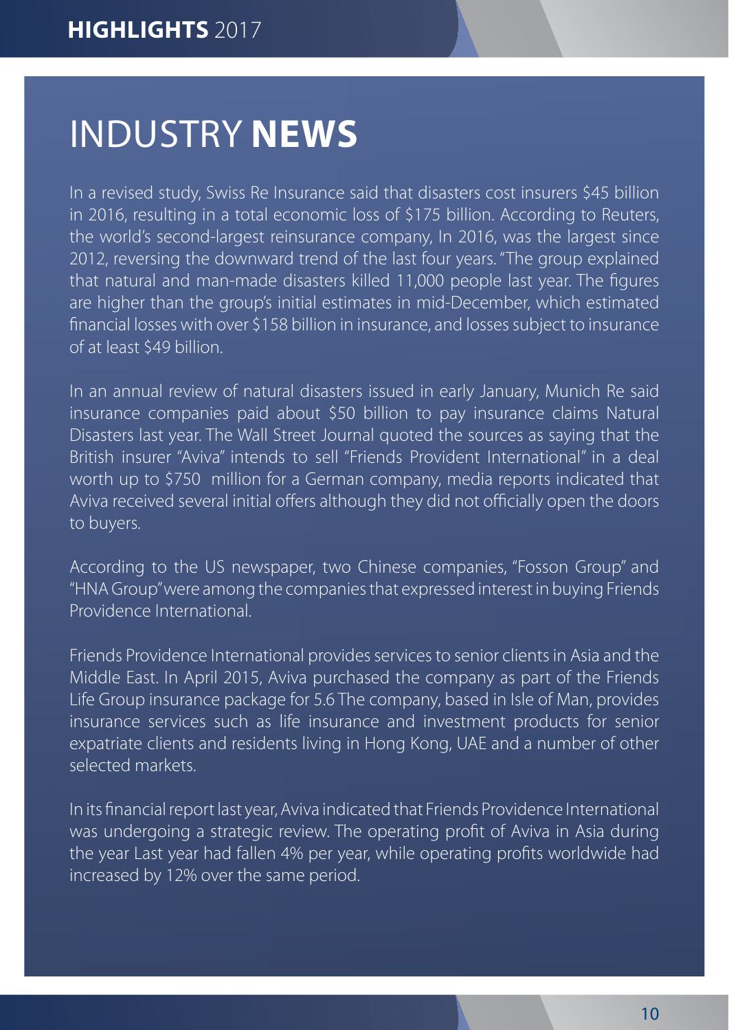# INDUSTRY **NEWS**

In a revised study, Swiss Re Insurance said that disasters cost insurers $45 billion in 2016, resulting in a total economic loss of $175 billion. According to Reuters, the world's second-largest reinsurance company, In 2016, was the largest since 2012, reversing the downward trend of the last four years. "The group explained that natural and man-made disasters killed 11,000 people last year. The figures are higher than the group's initial estimates in mid-December, which estimated financial losses with over $158 billion in insurance, and losses subject to insurance of at least $49 billion.

In an annual review of natural disasters issued in early January, Munich Re said insurance companies paid about $50 billion to pay insurance claims Natural Disasters last year. The Wall Street Journal quoted the sources as saying that the British insurer "Aviva" intends to sell "Friends Provident International" in a deal worth up to $750 million for a German company, media reports indicated that Aviva received several initial offers although they did not officially open the doors to buyers.

According to the US newspaper, two Chinese companies, "Fosson Group" and "HNA Group" were among the companies that expressed interest in buying Friends Providence International.

Friends Providence International provides services to senior clients in Asia and the Middle East. In April 2015, Aviva purchased the company as part of the Friends Life Group insurance package for 5.6 The company, based in Isle of Man, provides insurance services such as life insurance and investment products for senior expatriate clients and residents living in Hong Kong, UAE and a number of other selected markets.

In its financial report last year, Aviva indicated that Friends Providence International was undergoing a strategic review. The operating profit of Aviva in Asia during the year Last year had fallen 4% per year, while operating profits worldwide had increased by 12% over the same period.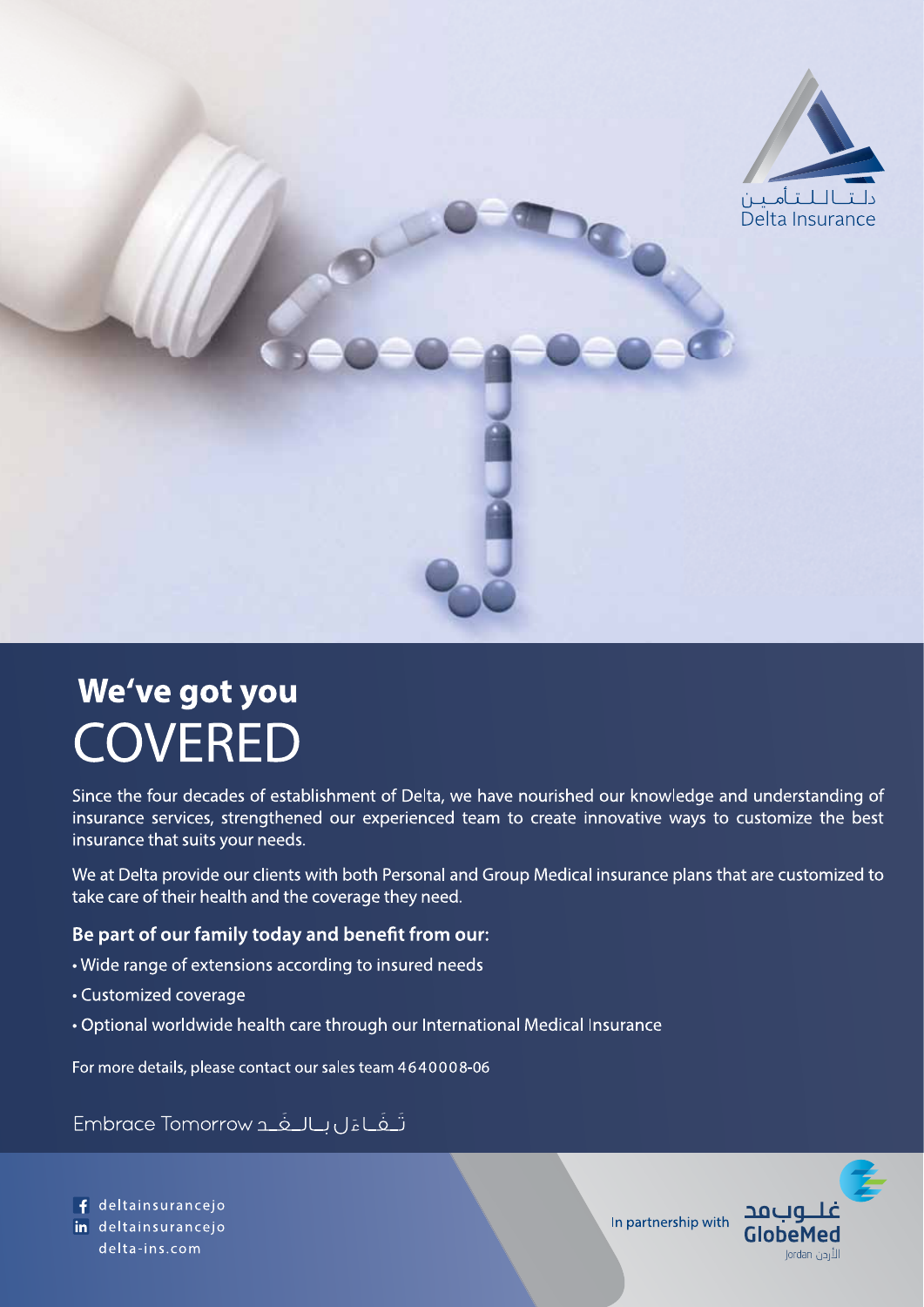دلتا للتأمين
Delta Insurance

# We've got you COVERED

Since the four decades of establishment of Delta, we have nourished our knowledge and understanding of insurance services, strengthened our experienced team to create innovative ways to customize the best insurance that suits your needs.

We at Delta provide our clients with both Personal and Group Medical insurance plans that are customized to take care of their health and the coverage they need.

### Be part of our family today and benefit from our:

- Wide range of extensions according to insured needs
- Customized coverage
- Optional worldwide health care through our International Medical Insurance

For more details, please contact our sales team 4640008-06

Embrace Tomorrow تفاءل بالغد

deltainsurancejo
deltainsurancejo
delta-ins.com

In partnership with غلوبمد GlobeMed الأردن Jordan